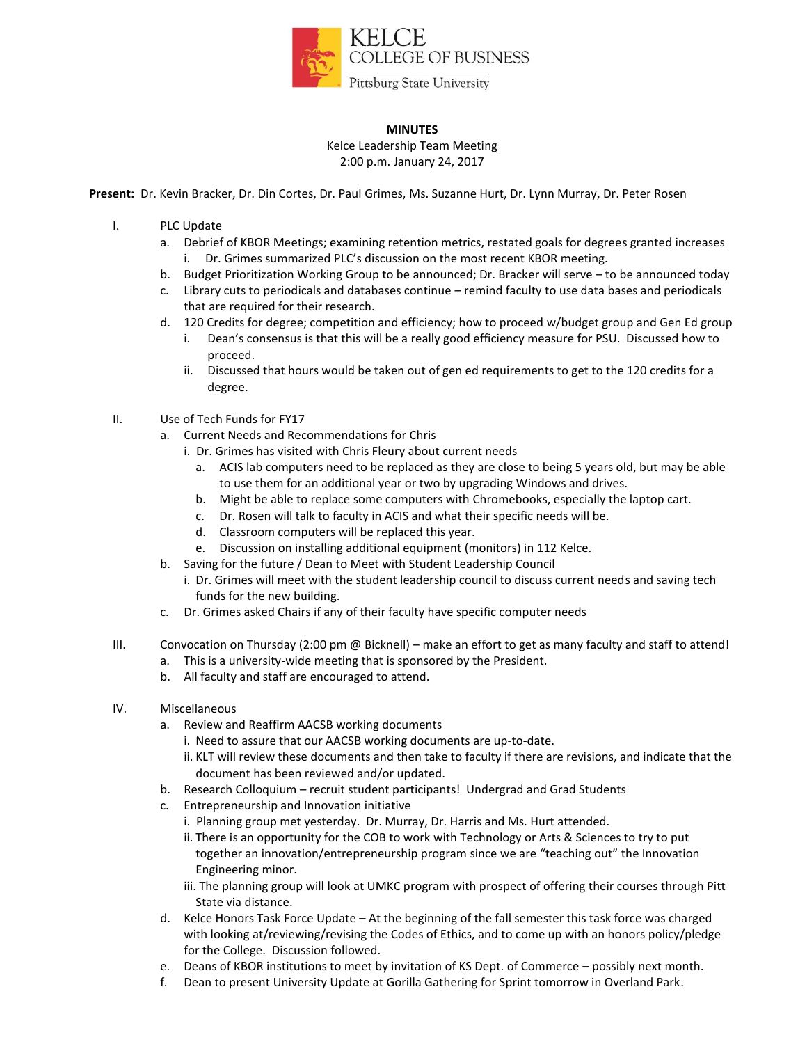KELCE
COLLEGE OF BUSINESS
Pittsburg State University

**MINUTES**

Kelce Leadership Team Meeting
2:00 p.m. January 24, 2017

**Present:** Dr. Kevin Bracker, Dr. Din Cortes, Dr. Paul Grimes, Ms. Suzanne Hurt, Dr. Lynn Murray, Dr. Peter Rosen

I. PLC Update
   a. Debrief of KBOR Meetings; examining retention metrics, restated goals for degrees granted increases
      i. Dr. Grimes summarized PLC's discussion on the most recent KBOR meeting.
   b. Budget Prioritization Working Group to be announced; Dr. Bracker will serve – to be announced today
   c. Library cuts to periodicals and databases continue – remind faculty to use data bases and periodicals that are required for their research.
   d. 120 Credits for degree; competition and efficiency; how to proceed w/budget group and Gen Ed group
      i. Dean's consensus is that this will be a really good efficiency measure for PSU. Discussed how to proceed.
      ii. Discussed that hours would be taken out of gen ed requirements to get to the 120 credits for a degree.

II. Use of Tech Funds for FY17
   a. Current Needs and Recommendations for Chris
      i. Dr. Grimes has visited with Chris Fleury about current needs
         a. ACIS lab computers need to be replaced as they are close to being 5 years old, but may be able to use them for an additional year or two by upgrading Windows and drives.
         b. Might be able to replace some computers with Chromebooks, especially the laptop cart.
         c. Dr. Rosen will talk to faculty in ACIS and what their specific needs will be.
         d. Classroom computers will be replaced this year.
         e. Discussion on installing additional equipment (monitors) in 112 Kelce.
   b. Saving for the future / Dean to Meet with Student Leadership Council
      i. Dr. Grimes will meet with the student leadership council to discuss current needs and saving tech funds for the new building.
   c. Dr. Grimes asked Chairs if any of their faculty have specific computer needs

III. Convocation on Thursday (2:00 pm @ Bicknell) – make an effort to get as many faculty and staff to attend!
   a. This is a university-wide meeting that is sponsored by the President.
   b. All faculty and staff are encouraged to attend.

IV. Miscellaneous
   a. Review and Reaffirm AACSB working documents
      i. Need to assure that our AACSB working documents are up-to-date.
      ii. KLT will review these documents and then take to faculty if there are revisions, and indicate that the document has been reviewed and/or updated.
   b. Research Colloquium – recruit student participants! Undergrad and Grad Students
   c. Entrepreneurship and Innovation initiative
      i. Planning group met yesterday. Dr. Murray, Dr. Harris and Ms. Hurt attended.
      ii. There is an opportunity for the COB to work with Technology or Arts & Sciences to try to put together an innovation/entrepreneurship program since we are "teaching out" the Innovation Engineering minor.
      iii. The planning group will look at UMKC program with prospect of offering their courses through Pitt State via distance.
   d. Kelce Honors Task Force Update – At the beginning of the fall semester this task force was charged with looking at/reviewing/revising the Codes of Ethics, and to come up with an honors policy/pledge for the College. Discussion followed.
   e. Deans of KBOR institutions to meet by invitation of KS Dept. of Commerce – possibly next month.
   f. Dean to present University Update at Gorilla Gathering for Sprint tomorrow in Overland Park.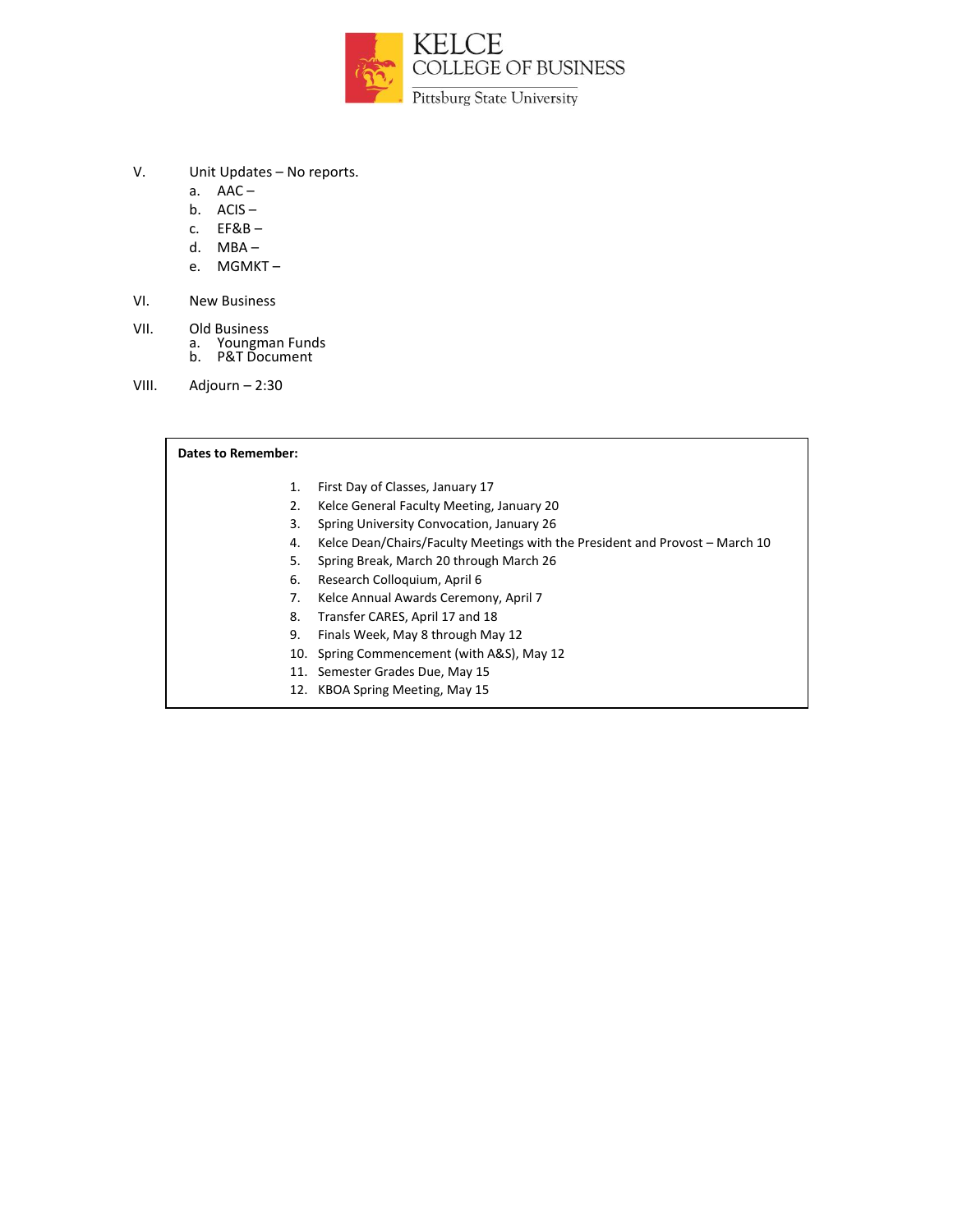V. Unit Updates – No reports.
   a. AAC –
   b. ACIS –
   c. EF&B –
   d. MBA –
   e. MGMKT –

VI. New Business

VII. Old Business
   a. Youngman Funds
   b. P&T Document

VIII. Adjourn – 2:30

**Dates to Remember:**

1. First Day of Classes, January 17
2. Kelce General Faculty Meeting, January 20
3. Spring University Convocation, January 26
4. Kelce Dean/Chairs/Faculty Meetings with the President and Provost – March 10
5. Spring Break, March 20 through March 26
6. Research Colloquium, April 6
7. Kelce Annual Awards Ceremony, April 7
8. Transfer CARES, April 17 and 18
9. Finals Week, May 8 through May 12
10. Spring Commencement (with A&S), May 12
11. Semester Grades Due, May 15
12. KBOA Spring Meeting, May 15